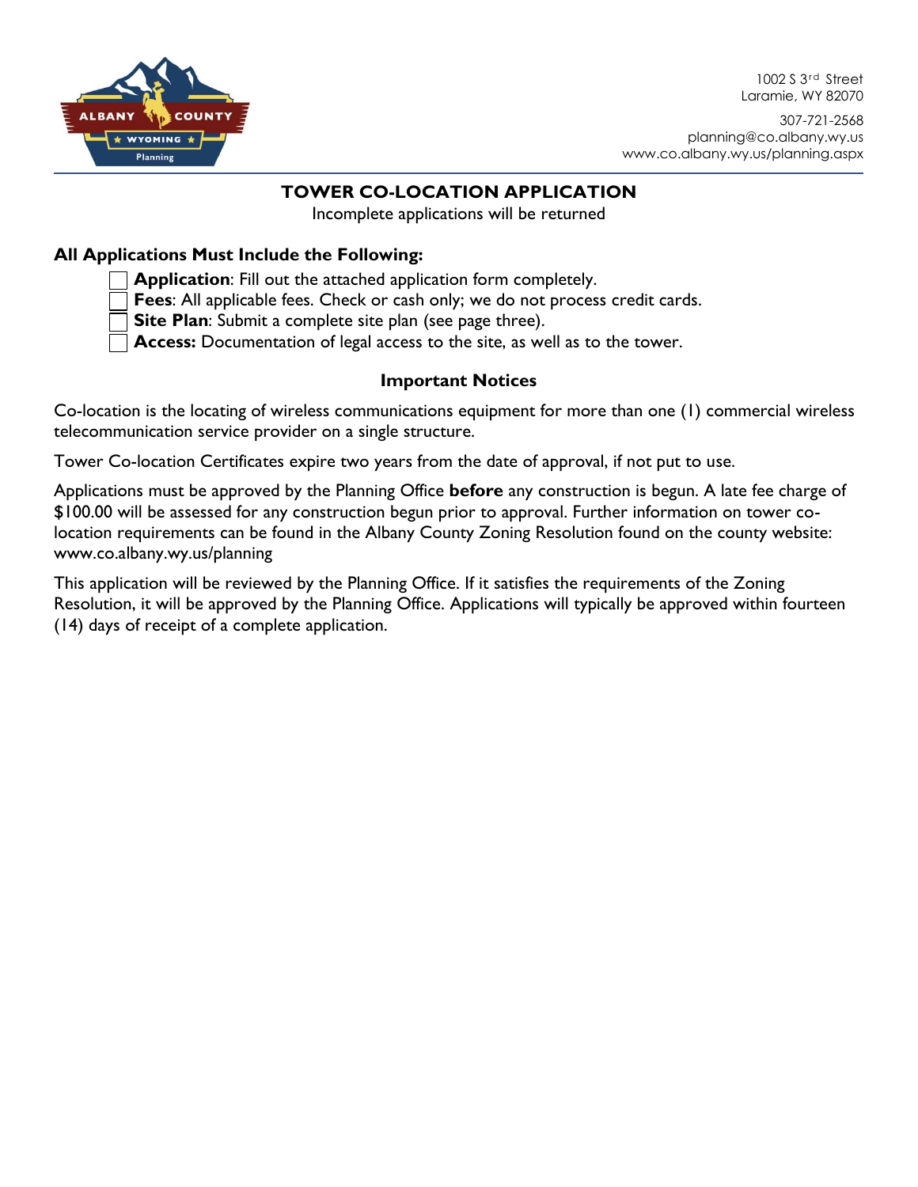1002 S 3rd Street
Laramie, WY 82070

307-721-2568
planning@co.albany.wy.us
www.co.albany.wy.us/planning.aspx

# TOWER CO-LOCATION APPLICATION

Incomplete applications will be returned

## All Applications Must Include the Following:

- ☐ **Application**: Fill out the attached application form completely.
- ☐ **Fees**: All applicable fees. Check or cash only; we do not process credit cards.
- ☐ **Site Plan**: Submit a complete site plan (see page three).
- ☐ **Access:** Documentation of legal access to the site, as well as to the tower.

### Important Notices

Co-location is the locating of wireless communications equipment for more than one (1) commercial wireless telecommunication service provider on a single structure.

Tower Co-location Certificates expire two years from the date of approval, if not put to use.

Applications must be approved by the Planning Office **before** any construction is begun. A late fee charge of $100.00 will be assessed for any construction begun prior to approval. Further information on tower co-location requirements can be found in the Albany County Zoning Resolution found on the county website: www.co.albany.wy.us/planning

This application will be reviewed by the Planning Office. If it satisfies the requirements of the Zoning Resolution, it will be approved by the Planning Office. Applications will typically be approved within fourteen (14) days of receipt of a complete application.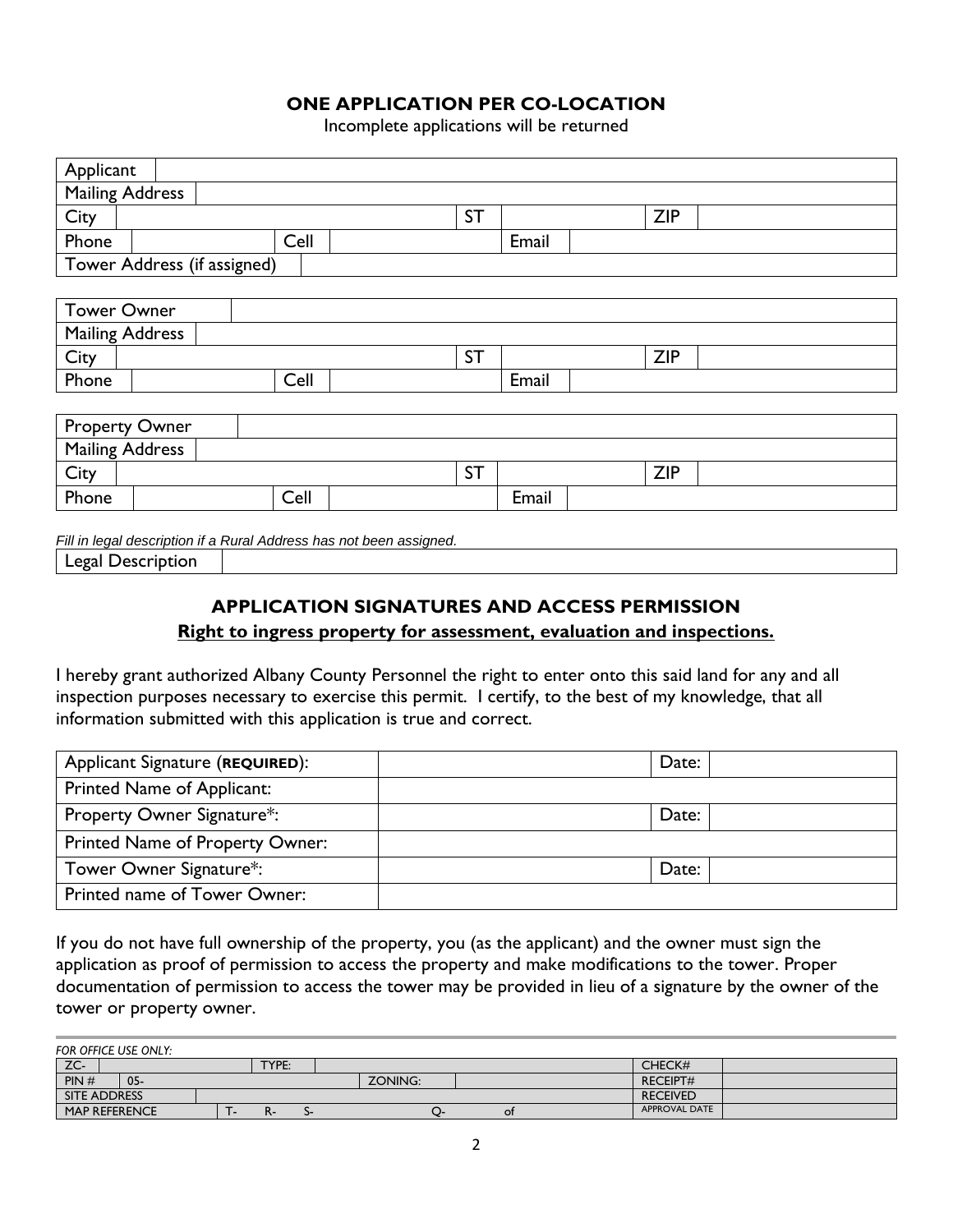## ONE APPLICATION PER CO-LOCATION

Incomplete applications will be returned

| Applicant | | | | | | | |
|---|---|---|---|---|---|---|---|
| Mailing Address | | | | | | | |
| City | | | ST | | | ZIP | |
| Phone | | Cell | | | Email | | |
| Tower Address (if assigned) | | | | | | | |

| Tower Owner | | | | | | | |
|---|---|---|---|---|---|---|---|
| Mailing Address | | | | | | | |
| City | | | ST | | | ZIP | |
| Phone | | Cell | | | Email | | |

| Property Owner | | | | | | | |
|---|---|---|---|---|---|---|---|
| Mailing Address | | | | | | | |
| City | | | ST | | | ZIP | |
| Phone | | Cell | | | Email | | |

*Fill in legal description if a Rural Address has not been assigned.*

| Legal Description | |
|---|---|

## APPLICATION SIGNATURES AND ACCESS PERMISSION

**Right to ingress property for assessment, evaluation and inspections.**

I hereby grant authorized Albany County Personnel the right to enter onto this said land for any and all inspection purposes necessary to exercise this permit. I certify, to the best of my knowledge, that all information submitted with this application is true and correct.

| Applicant Signature (**REQUIRED**): | | Date: | |
|---|---|---|---|
| Printed Name of Applicant: | | | |
| Property Owner Signature*: | | Date: | |
| Printed Name of Property Owner: | | | |
| Tower Owner Signature*: | | Date: | |
| Printed name of Tower Owner: | | | |

If you do not have full ownership of the property, you (as the applicant) and the owner must sign the application as proof of permission to access the property and make modifications to the tower. Proper documentation of permission to access the tower may be provided in lieu of a signature by the owner of the tower or property owner.

*FOR OFFICE USE ONLY:*

| ZC- | | TYPE: | | | CHECK# | |
|---|---|---|---|---|---|---|
| PIN # | 05- | | ZONING: | | RECEIPT# | |
| SITE ADDRESS | | | | | RECEIVED | |
| MAP REFERENCE | | T- R- S- | Q- | of | APPROVAL DATE | |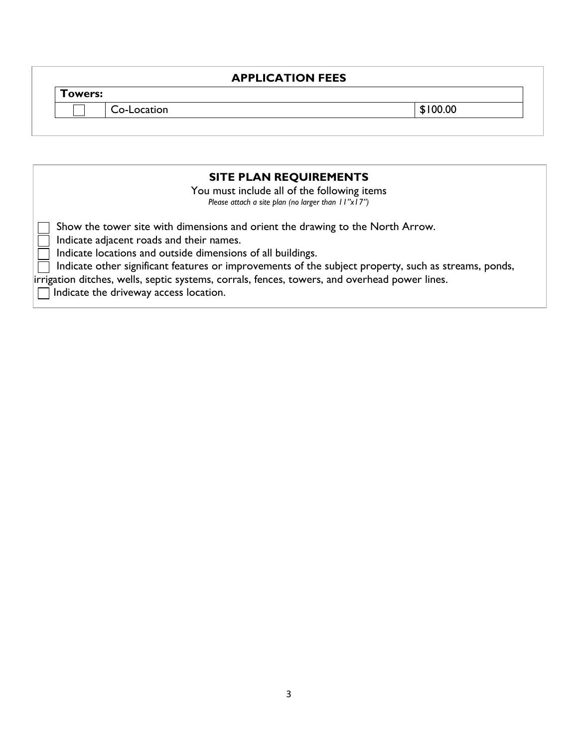## APPLICATION FEES

| **Towers:** | | |
|---|---|---|
| ☐ | Co-Location | $100.00 |

## SITE PLAN REQUIREMENTS

You must include all of the following items

*Please attach a site plan (no larger than 11"x17")*

- ☐ Show the tower site with dimensions and orient the drawing to the North Arrow.
- ☐ Indicate adjacent roads and their names.
- ☐ Indicate locations and outside dimensions of all buildings.
- ☐ Indicate other significant features or improvements of the subject property, such as streams, ponds, irrigation ditches, wells, septic systems, corrals, fences, towers, and overhead power lines.
- ☐ Indicate the driveway access location.